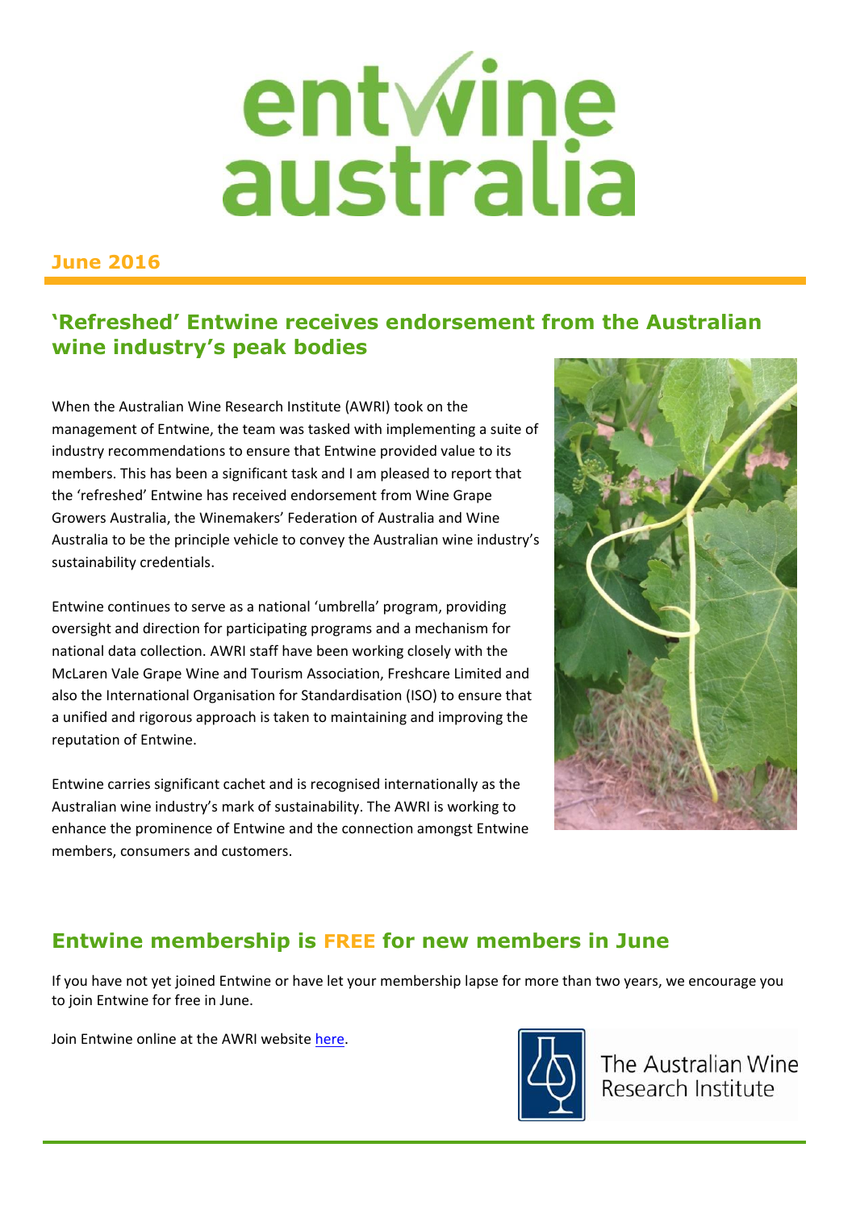# entwine australia

**June 2016**

## 'Refreshed' Entwine receives endorsement from the Australian wine industry's peak bodies

When the Australian Wine Research Institute (AWRI) took on the management of Entwine, the team was tasked with implementing a suite of industry recommendations to ensure that Entwine provided value to its members. This has been a significant task and I am pleased to report that the 'refreshed' Entwine has received endorsement from Wine Grape Growers Australia, the Winemakers' Federation of Australia and Wine Australia to be the principle vehicle to convey the Australian wine industry's sustainability credentials.

Entwine continues to serve as a national 'umbrella' program, providing oversight and direction for participating programs and a mechanism for national data collection. AWRI staff have been working closely with the McLaren Vale Grape Wine and Tourism Association, Freshcare Limited and also the International Organisation for Standardisation (ISO) to ensure that a unified and rigorous approach is taken to maintaining and improving the reputation of Entwine.

Entwine carries significant cachet and is recognised internationally as the Australian wine industry's mark of sustainability. The AWRI is working to enhance the prominence of Entwine and the connection amongst Entwine members, consumers and customers.

## Entwine membership is FREE for new members in June

If you have not yet joined Entwine or have let your membership lapse for more than two years, we encourage you to join Entwine for free in June.

Join Entwine online at the AWRI website here.

The Australian Wine Research Institute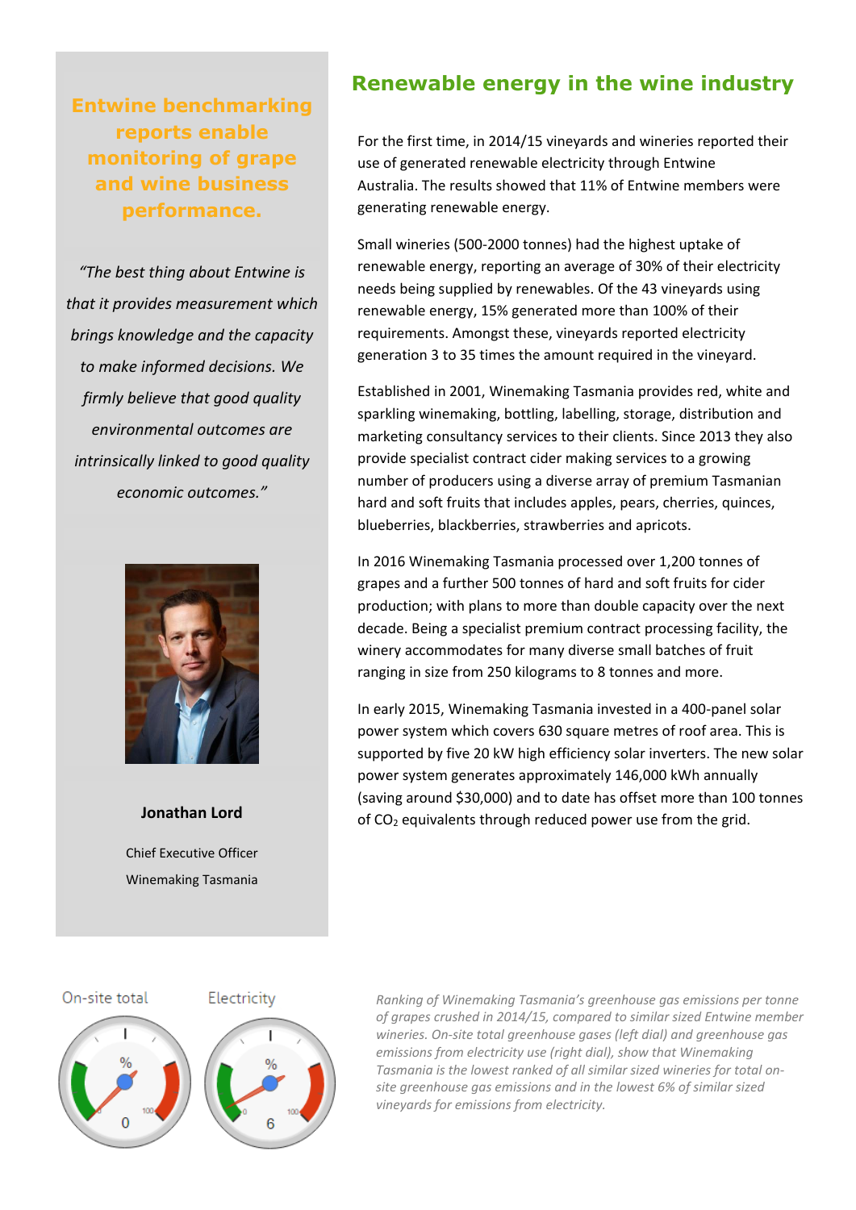**Entwine benchmarking reports enable monitoring of grape and wine business performance.**

*"The best thing about Entwine is that it provides measurement which brings knowledge and the capacity to make informed decisions. We firmly believe that good quality environmental outcomes are intrinsically linked to good quality economic outcomes."*

**Jonathan Lord**

Chief Executive Officer

Winemaking Tasmania

## Renewable energy in the wine industry

For the first time, in 2014/15 vineyards and wineries reported their use of generated renewable electricity through Entwine Australia. The results showed that 11% of Entwine members were generating renewable energy.

Small wineries (500-2000 tonnes) had the highest uptake of renewable energy, reporting an average of 30% of their electricity needs being supplied by renewables. Of the 43 vineyards using renewable energy, 15% generated more than 100% of their requirements. Amongst these, vineyards reported electricity generation 3 to 35 times the amount required in the vineyard.

Established in 2001, Winemaking Tasmania provides red, white and sparkling winemaking, bottling, labelling, storage, distribution and marketing consultancy services to their clients. Since 2013 they also provide specialist contract cider making services to a growing number of producers using a diverse array of premium Tasmanian hard and soft fruits that includes apples, pears, cherries, quinces, blueberries, blackberries, strawberries and apricots.

In 2016 Winemaking Tasmania processed over 1,200 tonnes of grapes and a further 500 tonnes of hard and soft fruits for cider production; with plans to more than double capacity over the next decade. Being a specialist premium contract processing facility, the winery accommodates for many diverse small batches of fruit ranging in size from 250 kilograms to 8 tonnes and more.

In early 2015, Winemaking Tasmania invested in a 400-panel solar power system which covers 630 square metres of roof area. This is supported by five 20 kW high efficiency solar inverters. The new solar power system generates approximately 146,000 kWh annually (saving around $30,000) and to date has offset more than 100 tonnes of $CO_2$ equivalents through reduced power use from the grid.

On-site total — 0

Electricity — 6

*Ranking of Winemaking Tasmania's greenhouse gas emissions per tonne of grapes crushed in 2014/15, compared to similar sized Entwine member wineries. On-site total greenhouse gases (left dial) and greenhouse gas emissions from electricity use (right dial), show that Winemaking Tasmania is the lowest ranked of all similar sized wineries for total on-site greenhouse gas emissions and in the lowest 6% of similar sized vineyards for emissions from electricity.*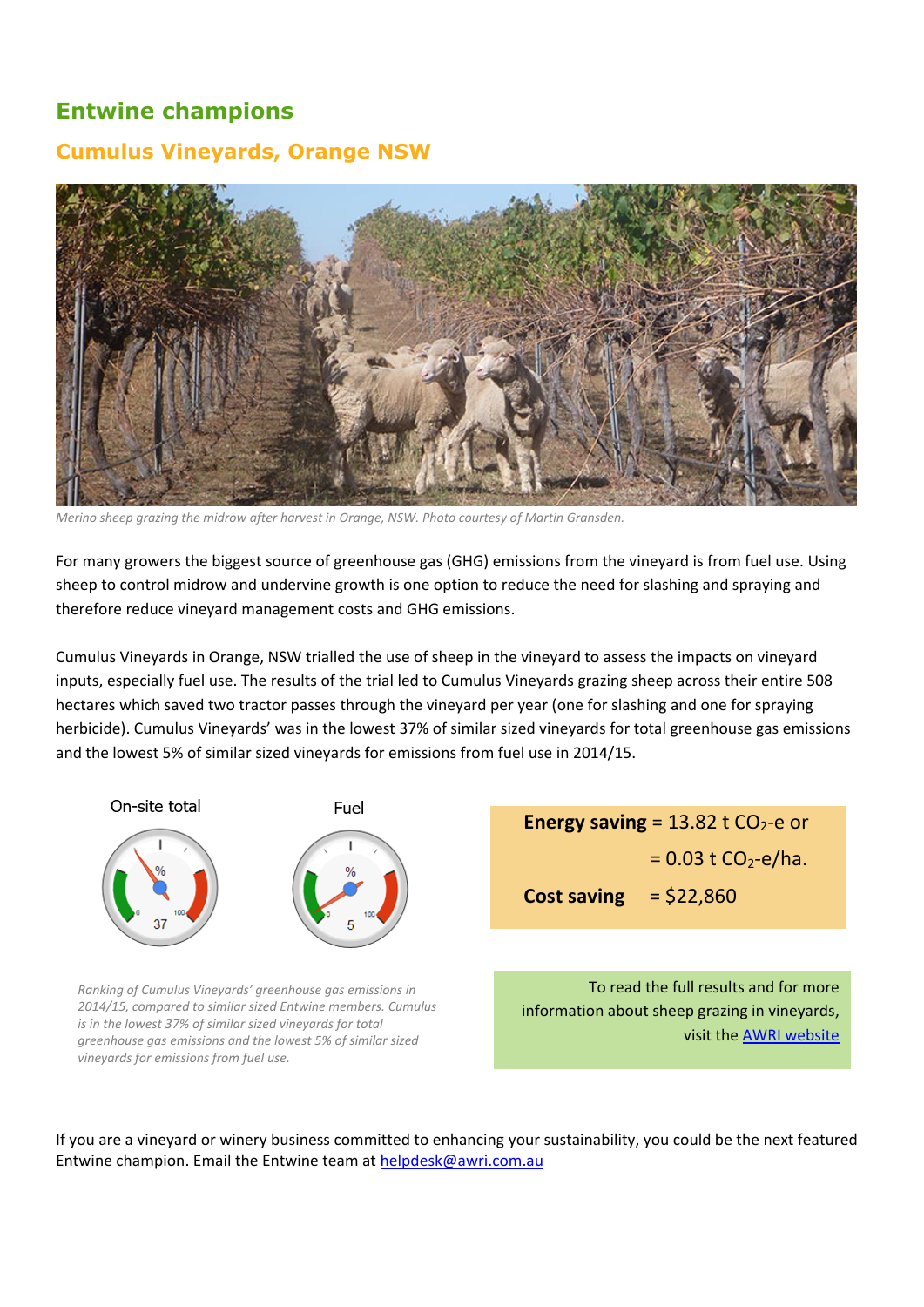## Entwine champions

### Cumulus Vineyards, Orange NSW

*Merino sheep grazing the midrow after harvest in Orange, NSW. Photo courtesy of Martin Gransden.*

For many growers the biggest source of greenhouse gas (GHG) emissions from the vineyard is from fuel use. Using sheep to control midrow and undervine growth is one option to reduce the need for slashing and spraying and therefore reduce vineyard management costs and GHG emissions.

Cumulus Vineyards in Orange, NSW trialled the use of sheep in the vineyard to assess the impacts on vineyard inputs, especially fuel use. The results of the trial led to Cumulus Vineyards grazing sheep across their entire 508 hectares which saved two tractor passes through the vineyard per year (one for slashing and one for spraying herbicide). Cumulus Vineyards' was in the lowest 37% of similar sized vineyards for total greenhouse gas emissions and the lowest 5% of similar sized vineyards for emissions from fuel use in 2014/15.

On-site total: 37%

Fuel: 5%

*Ranking of Cumulus Vineyards' greenhouse gas emissions in 2014/15, compared to similar sized Entwine members. Cumulus is in the lowest 37% of similar sized vineyards for total greenhouse gas emissions and the lowest 5% of similar sized vineyards for emissions from fuel use.*

**Energy saving** = 13.82 t $CO_2$-e or

= 0.03 t $CO_2$-e/ha.

**Cost saving** = $22,860

To read the full results and for more information about sheep grazing in vineyards, visit the AWRI website

If you are a vineyard or winery business committed to enhancing your sustainability, you could be the next featured Entwine champion. Email the Entwine team at helpdesk@awri.com.au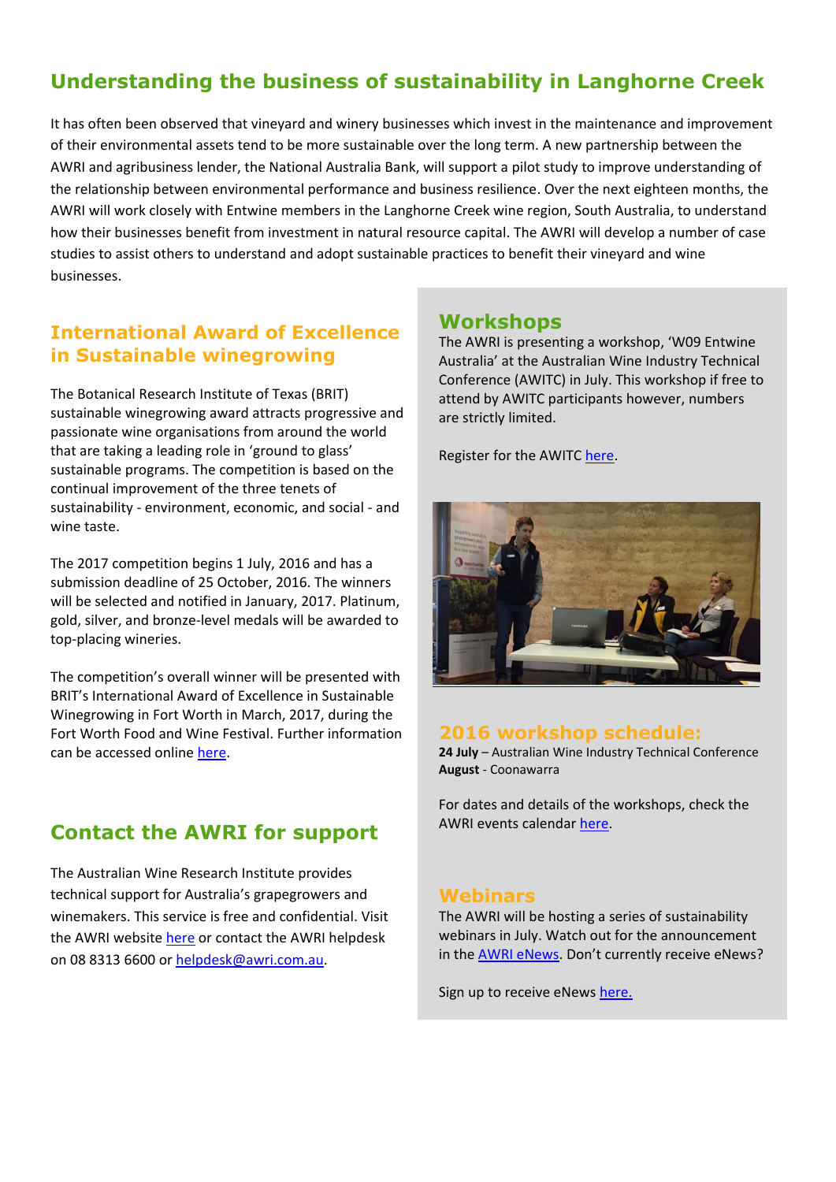## Understanding the business of sustainability in Langhorne Creek

It has often been observed that vineyard and winery businesses which invest in the maintenance and improvement of their environmental assets tend to be more sustainable over the long term. A new partnership between the AWRI and agribusiness lender, the National Australia Bank, will support a pilot study to improve understanding of the relationship between environmental performance and business resilience. Over the next eighteen months, the AWRI will work closely with Entwine members in the Langhorne Creek wine region, South Australia, to understand how their businesses benefit from investment in natural resource capital. The AWRI will develop a number of case studies to assist others to understand and adopt sustainable practices to benefit their vineyard and wine businesses.

### International Award of Excellence in Sustainable winegrowing

The Botanical Research Institute of Texas (BRIT) sustainable winegrowing award attracts progressive and passionate wine organisations from around the world that are taking a leading role in 'ground to glass' sustainable programs. The competition is based on the continual improvement of the three tenets of sustainability - environment, economic, and social - and wine taste.

The 2017 competition begins 1 July, 2016 and has a submission deadline of 25 October, 2016. The winners will be selected and notified in January, 2017. Platinum, gold, silver, and bronze-level medals will be awarded to top-placing wineries.

The competition's overall winner will be presented with BRIT's International Award of Excellence in Sustainable Winegrowing in Fort Worth in March, 2017, during the Fort Worth Food and Wine Festival. Further information can be accessed online here.

### Contact the AWRI for support

The Australian Wine Research Institute provides technical support for Australia's grapegrowers and winemakers. This service is free and confidential. Visit the AWRI website here or contact the AWRI helpdesk on 08 8313 6600 or helpdesk@awri.com.au.

### Workshops

The AWRI is presenting a workshop, 'W09 Entwine Australia' at the Australian Wine Industry Technical Conference (AWITC) in July. This workshop if free to attend by AWITC participants however, numbers are strictly limited.

Register for the AWITC here.

### 2016 workshop schedule:

**24 July** – Australian Wine Industry Technical Conference
**August** - Coonawarra

For dates and details of the workshops, check the AWRI events calendar here.

### Webinars

The AWRI will be hosting a series of sustainability webinars in July. Watch out for the announcement in the AWRI eNews. Don't currently receive eNews?

Sign up to receive eNews here.